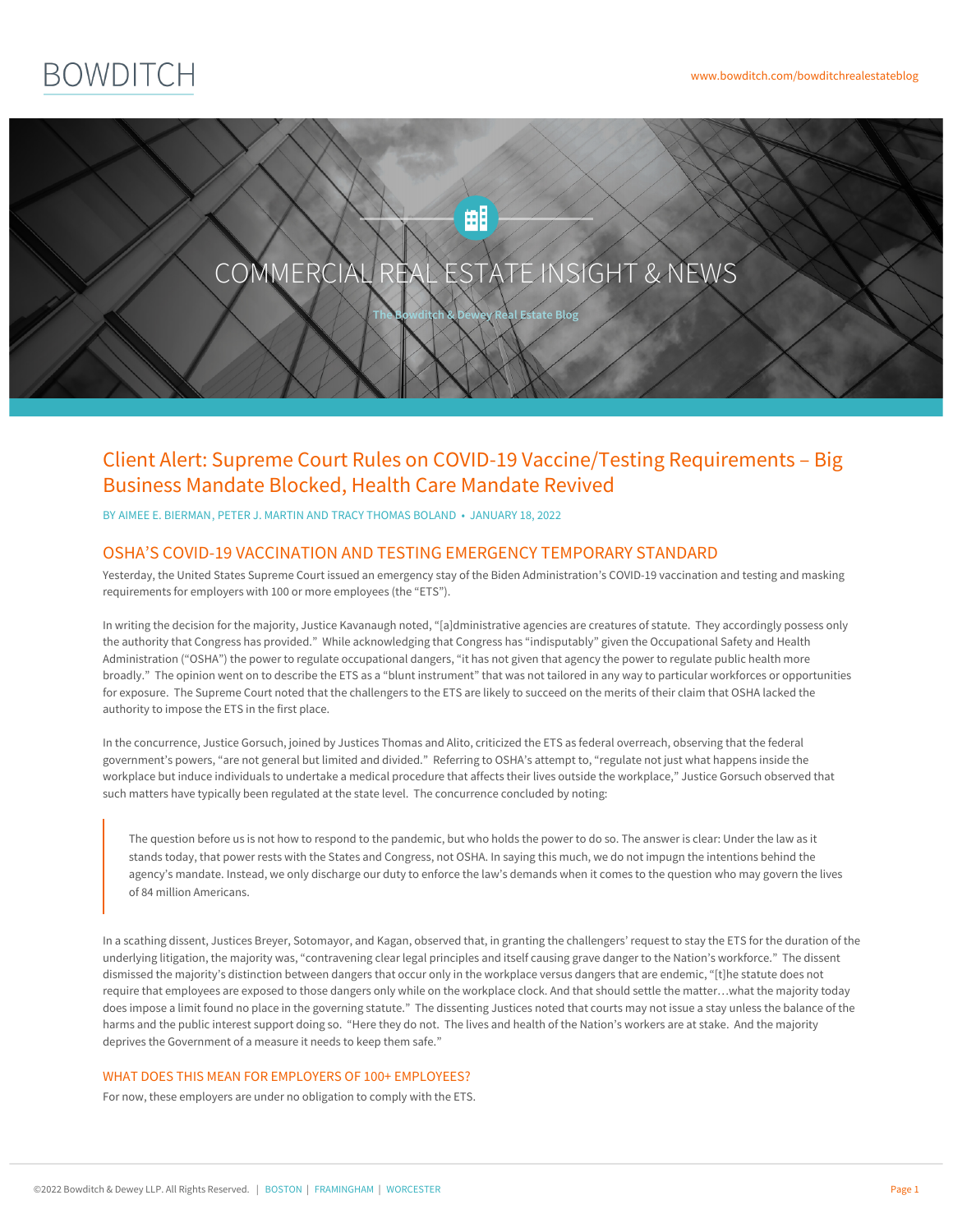BOWDITCH

www.bowditch.com/bowditchrealestateblog

COMMERCIAL REAL ESTATE INSIGHT & NEWS

The Bowditch & Dewey Real Estate Blog

# Client Alert: Supreme Court Rules on COVID-19 Vaccine/Testing Requirements – Big Business Mandate Blocked, Health Care Mandate Revived

BY AIMEE E. BIERMAN, PETER J. MARTIN AND TRACY THOMAS BOLAND • JANUARY 18, 2022

## OSHA'S COVID-19 VACCINATION AND TESTING EMERGENCY TEMPORARY STANDARD

Yesterday, the United States Supreme Court issued an emergency stay of the Biden Administration's COVID-19 vaccination and testing and masking requirements for employers with 100 or more employees (the "ETS").

In writing the decision for the majority, Justice Kavanaugh noted, "[a]dministrative agencies are creatures of statute. They accordingly possess only the authority that Congress has provided." While acknowledging that Congress has "indisputably" given the Occupational Safety and Health Administration ("OSHA") the power to regulate occupational dangers, "it has not given that agency the power to regulate public health more broadly." The opinion went on to describe the ETS as a "blunt instrument" that was not tailored in any way to particular workforces or opportunities for exposure. The Supreme Court noted that the challengers to the ETS are likely to succeed on the merits of their claim that OSHA lacked the authority to impose the ETS in the first place.

In the concurrence, Justice Gorsuch, joined by Justices Thomas and Alito, criticized the ETS as federal overreach, observing that the federal government's powers, "are not general but limited and divided." Referring to OSHA's attempt to, "regulate not just what happens inside the workplace but induce individuals to undertake a medical procedure that affects their lives outside the workplace," Justice Gorsuch observed that such matters have typically been regulated at the state level. The concurrence concluded by noting:

> The question before us is not how to respond to the pandemic, but who holds the power to do so. The answer is clear: Under the law as it stands today, that power rests with the States and Congress, not OSHA. In saying this much, we do not impugn the intentions behind the agency's mandate. Instead, we only discharge our duty to enforce the law's demands when it comes to the question who may govern the lives of 84 million Americans.

In a scathing dissent, Justices Breyer, Sotomayor, and Kagan, observed that, in granting the challengers' request to stay the ETS for the duration of the underlying litigation, the majority was, "contravening clear legal principles and itself causing grave danger to the Nation's workforce." The dissent dismissed the majority's distinction between dangers that occur only in the workplace versus dangers that are endemic, "[t]he statute does not require that employees are exposed to those dangers only while on the workplace clock. And that should settle the matter…what the majority today does impose a limit found no place in the governing statute." The dissenting Justices noted that courts may not issue a stay unless the balance of the harms and the public interest support doing so. "Here they do not. The lives and health of the Nation's workers are at stake. And the majority deprives the Government of a measure it needs to keep them safe."

### WHAT DOES THIS MEAN FOR EMPLOYERS OF 100+ EMPLOYEES?

For now, these employers are under no obligation to comply with the ETS.

©2022 Bowditch & Dewey LLP. All Rights Reserved. | BOSTON | FRAMINGHAM | WORCESTER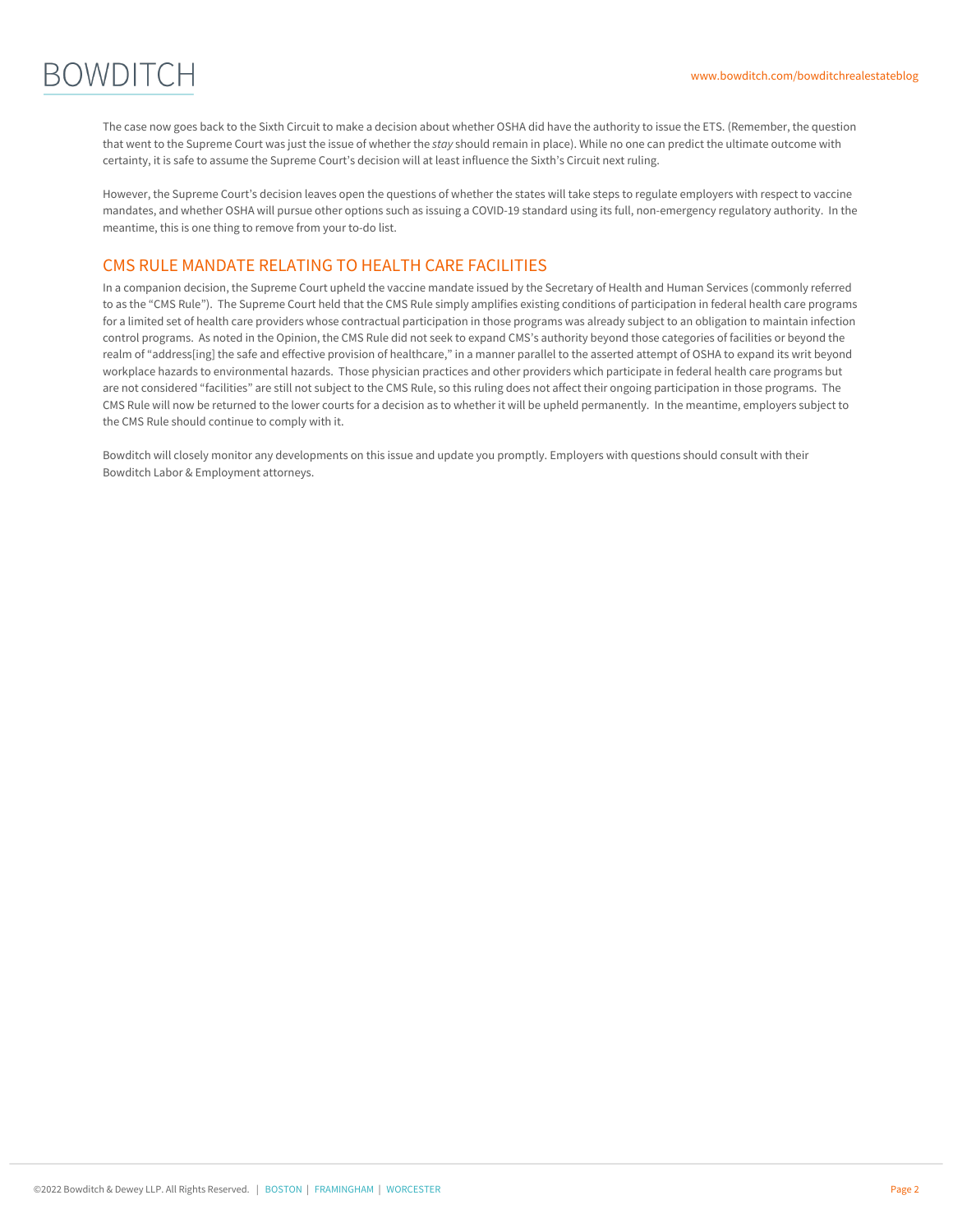The case now goes back to the Sixth Circuit to make a decision about whether OSHA did have the authority to issue the ETS. (Remember, the question that went to the Supreme Court was just the issue of whether the *stay* should remain in place). While no one can predict the ultimate outcome with certainty, it is safe to assume the Supreme Court's decision will at least influence the Sixth's Circuit next ruling.

However, the Supreme Court's decision leaves open the questions of whether the states will take steps to regulate employers with respect to vaccine mandates, and whether OSHA will pursue other options such as issuing a COVID-19 standard using its full, non-emergency regulatory authority. In the meantime, this is one thing to remove from your to-do list.

## CMS RULE MANDATE RELATING TO HEALTH CARE FACILITIES

In a companion decision, the Supreme Court upheld the vaccine mandate issued by the Secretary of Health and Human Services (commonly referred to as the "CMS Rule"). The Supreme Court held that the CMS Rule simply amplifies existing conditions of participation in federal health care programs for a limited set of health care providers whose contractual participation in those programs was already subject to an obligation to maintain infection control programs. As noted in the Opinion, the CMS Rule did not seek to expand CMS's authority beyond those categories of facilities or beyond the realm of "address[ing] the safe and effective provision of healthcare," in a manner parallel to the asserted attempt of OSHA to expand its writ beyond workplace hazards to environmental hazards. Those physician practices and other providers which participate in federal health care programs but are not considered "facilities" are still not subject to the CMS Rule, so this ruling does not affect their ongoing participation in those programs. The CMS Rule will now be returned to the lower courts for a decision as to whether it will be upheld permanently. In the meantime, employers subject to the CMS Rule should continue to comply with it.

Bowditch will closely monitor any developments on this issue and update you promptly. Employers with questions should consult with their Bowditch Labor & Employment attorneys.